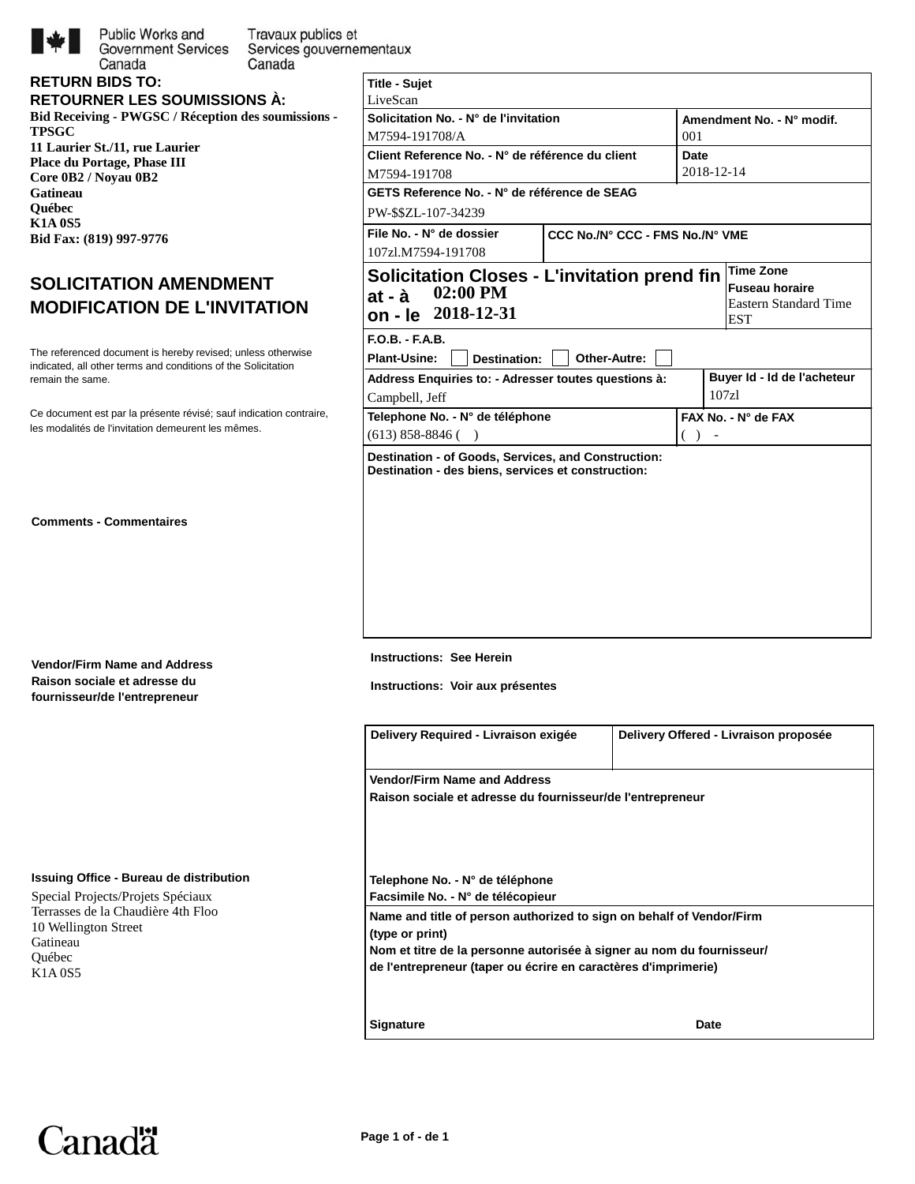Public Works and Government Services Canada / Travaux publics et Services gouvernementaux Canada

**RETURN BIDS TO:**
**RETOURNER LES SOUMISSIONS À:**

**Bid Receiving - PWGSC / Réception des soumissions - TPSGC**
**11 Laurier St./11, rue Laurier**
**Place du Portage, Phase III**
**Core 0B2 / Noyau 0B2**
**Gatineau**
**Québec**
**K1A 0S5**
**Bid Fax: (819) 997-9776**

## SOLICITATION AMENDMENT
## MODIFICATION DE L'INVITATION

The referenced document is hereby revised; unless otherwise indicated, all other terms and conditions of the Solicitation remain the same.

Ce document est par la présente révisé; sauf indication contraire, les modalités de l'invitation demeurent les mêmes.

**Comments - Commentaires**

**Vendor/Firm Name and Address**
**Raison sociale et adresse du fournisseur/de l'entrepreneur**

**Issuing Office - Bureau de distribution**

Special Projects/Projets Spéciaux
Terrasses de la Chaudière 4th Floo
10 Wellington Street
Gatineau
Québec
K1A 0S5

| **Title - Sujet** | | |
|---|---|---|
| LiveScan | | |
| **Solicitation No. - N° de l'invitation** | **Amendment No. - N° modif.** | |
| M7594-191708/A | 001 | |
| **Client Reference No. - N° de référence du client** | **Date** | |
| M7594-191708 | 2018-12-14 | |
| **GETS Reference No. - N° de référence de SEAG** | | |
| PW-$$ZL-107-34239 | | |
| **File No. - N° de dossier** | **CCC No./N° CCC - FMS No./N° VME** | |
| 107zl.M7594-191708 | | |

| **Solicitation Closes - L'invitation prend fin** | **Time Zone / Fuseau horaire** |
|---|---|
| at - à 02:00 PM | Eastern Standard Time EST |
| on - le 2018-12-31 | |

**F.O.B. - F.A.B.**
Plant-Usine: ☐ Destination: ☐ Other-Autre: ☐

| **Address Enquiries to: - Adresser toutes questions à:** | **Buyer Id - Id de l'acheteur** |
|---|---|
| Campbell, Jeff | 107zl |
| **Telephone No. - N° de téléphone** | **FAX No. - N° de FAX** |
| (613) 858-8846 ( ) | ( ) - |

**Destination - of Goods, Services, and Construction:**
**Destination - des biens, services et construction:**

**Instructions: See Herein**

**Instructions: Voir aux présentes**

| **Delivery Required - Livraison exigée** | **Delivery Offered - Livraison proposée** |
|---|---|
| | |

**Vendor/Firm Name and Address**
**Raison sociale et adresse du fournisseur/de l'entrepreneur**

**Telephone No. - N° de téléphone**
**Facsimile No. - N° de télécopieur**

**Name and title of person authorized to sign on behalf of Vendor/Firm (type or print)**
**Nom et titre de la personne autorisée à signer au nom du fournisseur/ de l'entrepreneur (taper ou écrire en caractères d'imprimerie)**

**Signature** **Date**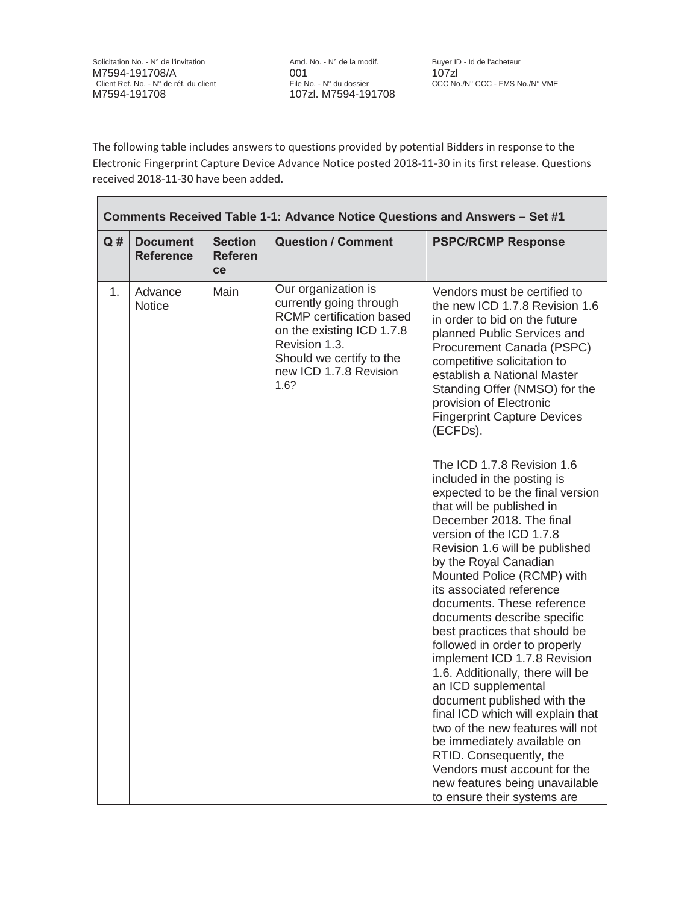The following table includes answers to questions provided by potential Bidders in response to the Electronic Fingerprint Capture Device Advance Notice posted 2018-11-30 in its first release. Questions received 2018-11-30 have been added.

| **Comments Received Table 1-1: Advance Notice Questions and Answers – Set #1** | | | | |
|---|---|---|---|---|
| **Q #** | **Document Reference** | **Section Reference** | **Question / Comment** | **PSPC/RCMP Response** |
| 1. | Advance Notice | Main | Our organization is currently going through RCMP certification based on the existing ICD 1.7.8 Revision 1.3. Should we certify to the new ICD 1.7.8 Revision 1.6? | Vendors must be certified to the new ICD 1.7.8 Revision 1.6 in order to bid on the future planned Public Services and Procurement Canada (PSPC) competitive solicitation to establish a National Master Standing Offer (NMSO) for the provision of Electronic Fingerprint Capture Devices (ECFDs).<br><br>The ICD 1.7.8 Revision 1.6 included in the posting is expected to be the final version that will be published in December 2018. The final version of the ICD 1.7.8 Revision 1.6 will be published by the Royal Canadian Mounted Police (RCMP) with its associated reference documents. These reference documents describe specific best practices that should be followed in order to properly implement ICD 1.7.8 Revision 1.6. Additionally, there will be an ICD supplemental document published with the final ICD which will explain that two of the new features will not be immediately available on RTID. Consequently, the Vendors must account for the new features being unavailable to ensure their systems are |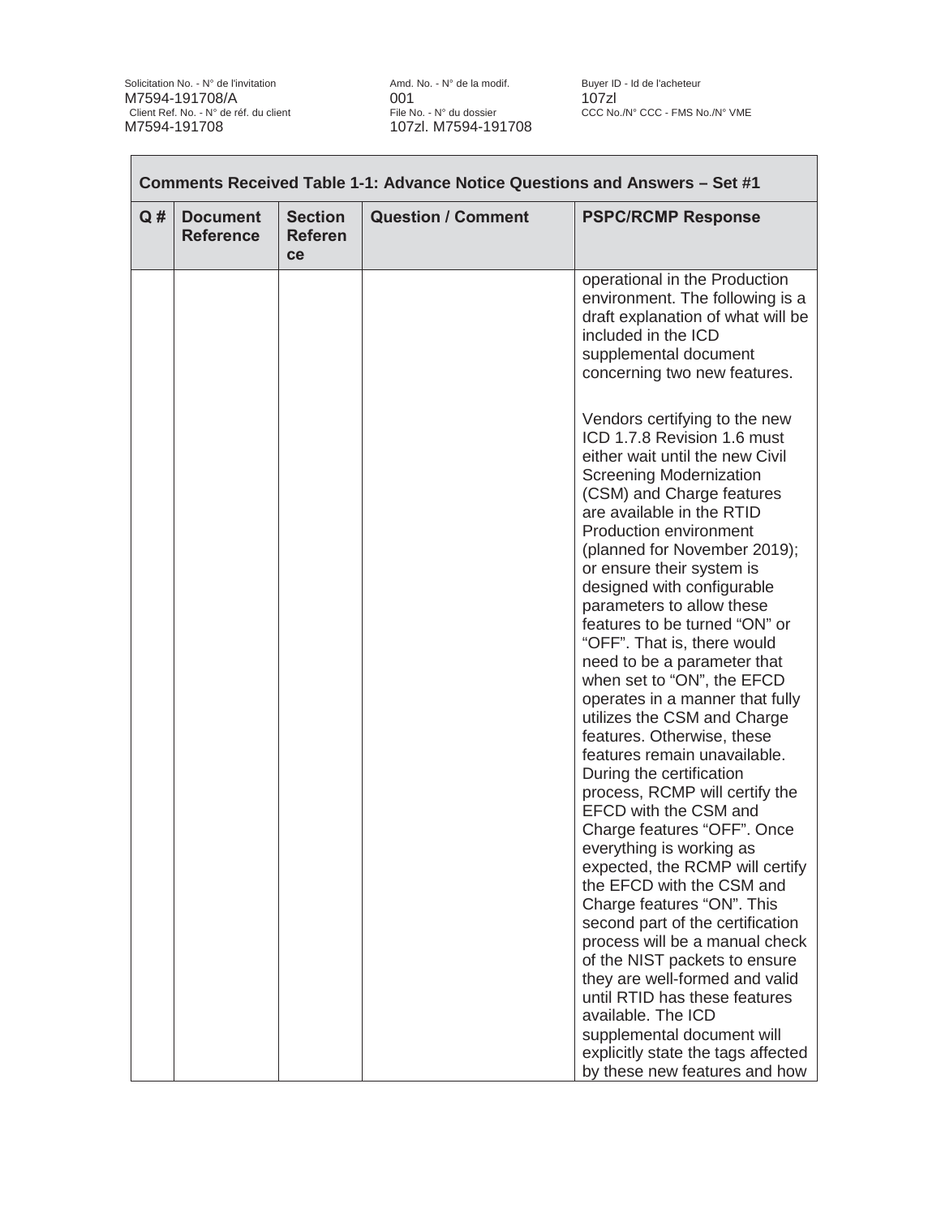| Comments Received Table 1-1: Advance Notice Questions and Answers – Set #1 | | | | |
|---|---|---|---|---|
| **Q #** | **Document Reference** | **Section Reference** | **Question / Comment** | **PSPC/RCMP Response** |
| | | | | operational in the Production environment. The following is a draft explanation of what will be included in the ICD supplemental document concerning two new features.<br><br>Vendors certifying to the new ICD 1.7.8 Revision 1.6 must either wait until the new Civil Screening Modernization (CSM) and Charge features are available in the RTID Production environment (planned for November 2019); or ensure their system is designed with configurable parameters to allow these features to be turned "ON" or "OFF". That is, there would need to be a parameter that when set to "ON", the EFCD operates in a manner that fully utilizes the CSM and Charge features. Otherwise, these features remain unavailable. During the certification process, RCMP will certify the EFCD with the CSM and Charge features "OFF". Once everything is working as expected, the RCMP will certify the EFCD with the CSM and Charge features "ON". This second part of the certification process will be a manual check of the NIST packets to ensure they are well-formed and valid until RTID has these features available. The ICD supplemental document will explicitly state the tags affected by these new features and how |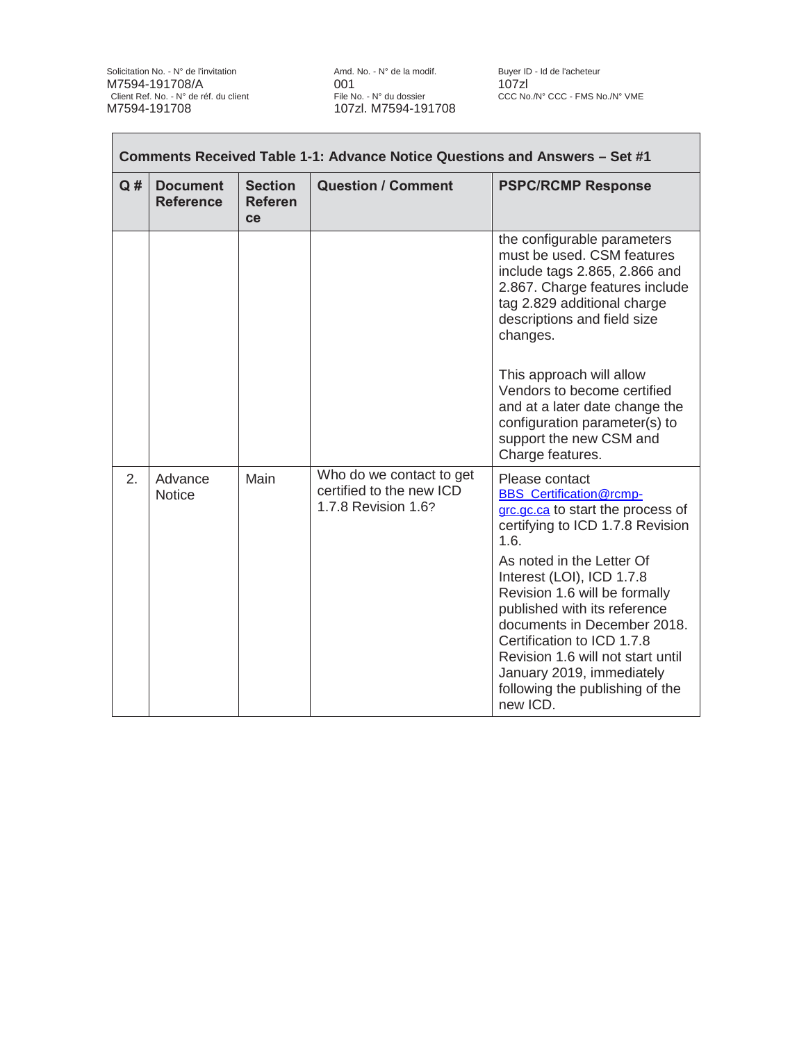| Comments Received Table 1-1: Advance Notice Questions and Answers – Set #1 | | | | |
|---|---|---|---|---|
| **Q #** | **Document Reference** | **Section Reference** | **Question / Comment** | **PSPC/RCMP Response** |
| | | | | the configurable parameters must be used. CSM features include tags 2.865, 2.866 and 2.867. Charge features include tag 2.829 additional charge descriptions and field size changes.<br><br>This approach will allow Vendors to become certified and at a later date change the configuration parameter(s) to support the new CSM and Charge features. |
| 2. | Advance Notice | Main | Who do we contact to get certified to the new ICD 1.7.8 Revision 1.6? | Please contact BBS_Certification@rcmp-grc.gc.ca to start the process of certifying to ICD 1.7.8 Revision 1.6.<br><br>As noted in the Letter Of Interest (LOI), ICD 1.7.8 Revision 1.6 will be formally published with its reference documents in December 2018. Certification to ICD 1.7.8 Revision 1.6 will not start until January 2019, immediately following the publishing of the new ICD. |